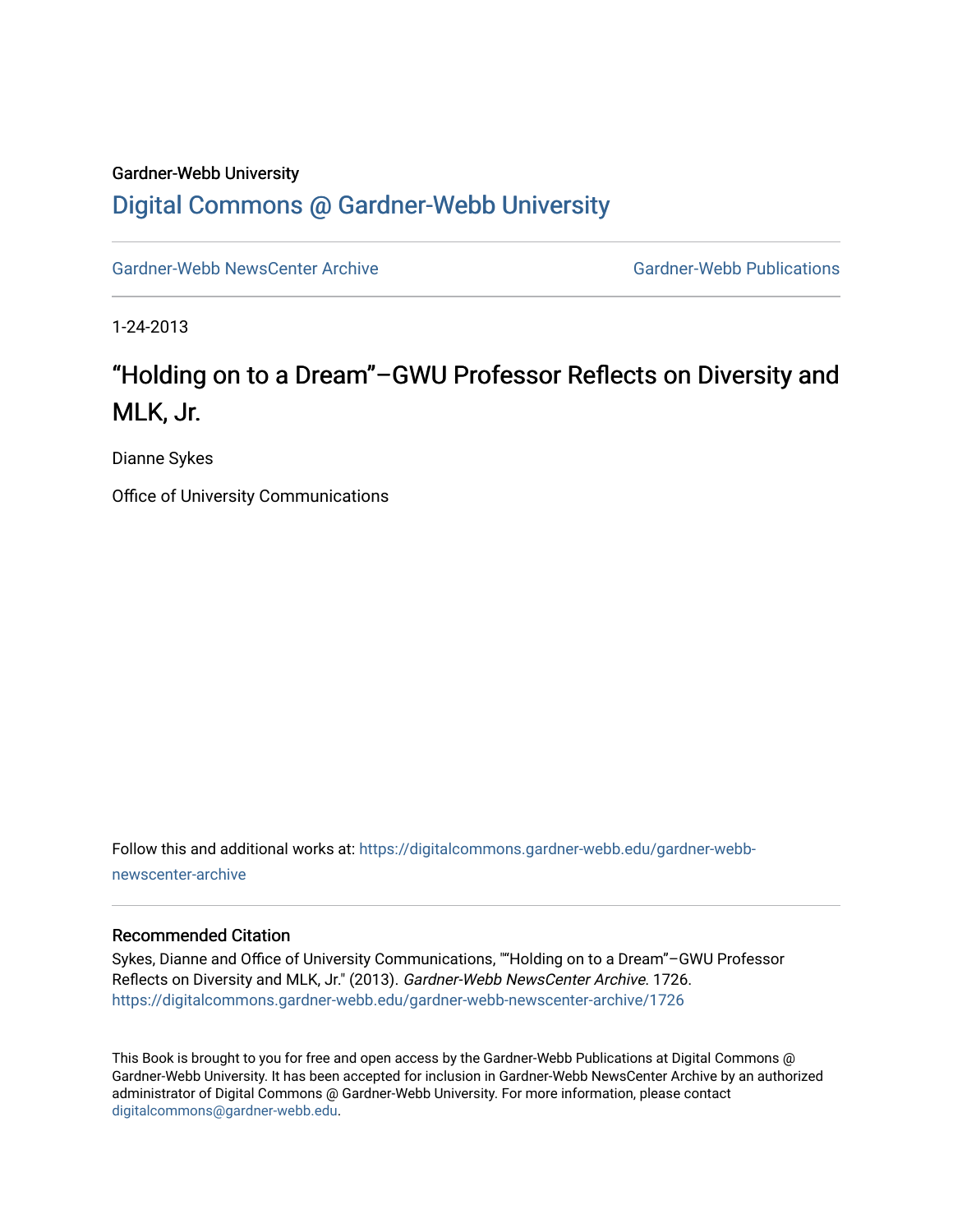Gardner-Webb University

# Digital Commons @ Gardner-Webb University

Gardner-Webb NewsCenter Archive

Gardner-Webb Publications

1-24-2013

## “Holding on to a Dream”–GWU Professor Reflects on Diversity and MLK, Jr.

Dianne Sykes

Office of University Communications

Follow this and additional works at: https://digitalcommons.gardner-webb.edu/gardner-webb-newscenter-archive

### Recommended Citation

Sykes, Dianne and Office of University Communications, "“Holding on to a Dream”–GWU Professor Reflects on Diversity and MLK, Jr." (2013). *Gardner-Webb NewsCenter Archive*. 1726.
https://digitalcommons.gardner-webb.edu/gardner-webb-newscenter-archive/1726

This Book is brought to you for free and open access by the Gardner-Webb Publications at Digital Commons @ Gardner-Webb University. It has been accepted for inclusion in Gardner-Webb NewsCenter Archive by an authorized administrator of Digital Commons @ Gardner-Webb University. For more information, please contact digitalcommons@gardner-webb.edu.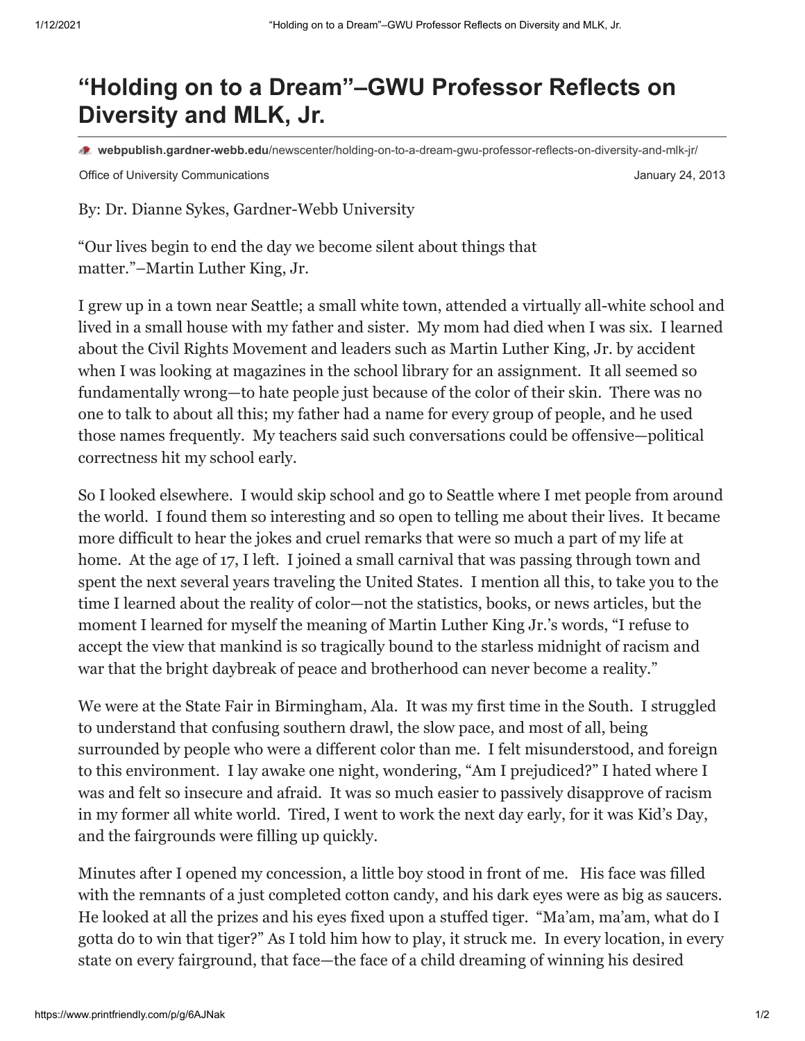# "Holding on to a Dream"–GWU Professor Reflects on Diversity and MLK, Jr.

**webpublish.gardner-webb.edu**/newscenter/holding-on-to-a-dream-gwu-professor-reflects-on-diversity-and-mlk-jr/

Office of University Communications

January 24, 2013

By: Dr. Dianne Sykes, Gardner-Webb University

"Our lives begin to end the day we become silent about things that matter."–Martin Luther King, Jr.

I grew up in a town near Seattle; a small white town, attended a virtually all-white school and lived in a small house with my father and sister. My mom had died when I was six. I learned about the Civil Rights Movement and leaders such as Martin Luther King, Jr. by accident when I was looking at magazines in the school library for an assignment. It all seemed so fundamentally wrong—to hate people just because of the color of their skin. There was no one to talk to about all this; my father had a name for every group of people, and he used those names frequently. My teachers said such conversations could be offensive—political correctness hit my school early.

So I looked elsewhere. I would skip school and go to Seattle where I met people from around the world. I found them so interesting and so open to telling me about their lives. It became more difficult to hear the jokes and cruel remarks that were so much a part of my life at home. At the age of 17, I left. I joined a small carnival that was passing through town and spent the next several years traveling the United States. I mention all this, to take you to the time I learned about the reality of color—not the statistics, books, or news articles, but the moment I learned for myself the meaning of Martin Luther King Jr.'s words, "I refuse to accept the view that mankind is so tragically bound to the starless midnight of racism and war that the bright daybreak of peace and brotherhood can never become a reality."

We were at the State Fair in Birmingham, Ala. It was my first time in the South. I struggled to understand that confusing southern drawl, the slow pace, and most of all, being surrounded by people who were a different color than me. I felt misunderstood, and foreign to this environment. I lay awake one night, wondering, "Am I prejudiced?" I hated where I was and felt so insecure and afraid. It was so much easier to passively disapprove of racism in my former all white world. Tired, I went to work the next day early, for it was Kid's Day, and the fairgrounds were filling up quickly.

Minutes after I opened my concession, a little boy stood in front of me. His face was filled with the remnants of a just completed cotton candy, and his dark eyes were as big as saucers. He looked at all the prizes and his eyes fixed upon a stuffed tiger. "Ma'am, ma'am, what do I gotta do to win that tiger?" As I told him how to play, it struck me. In every location, in every state on every fairground, that face—the face of a child dreaming of winning his desired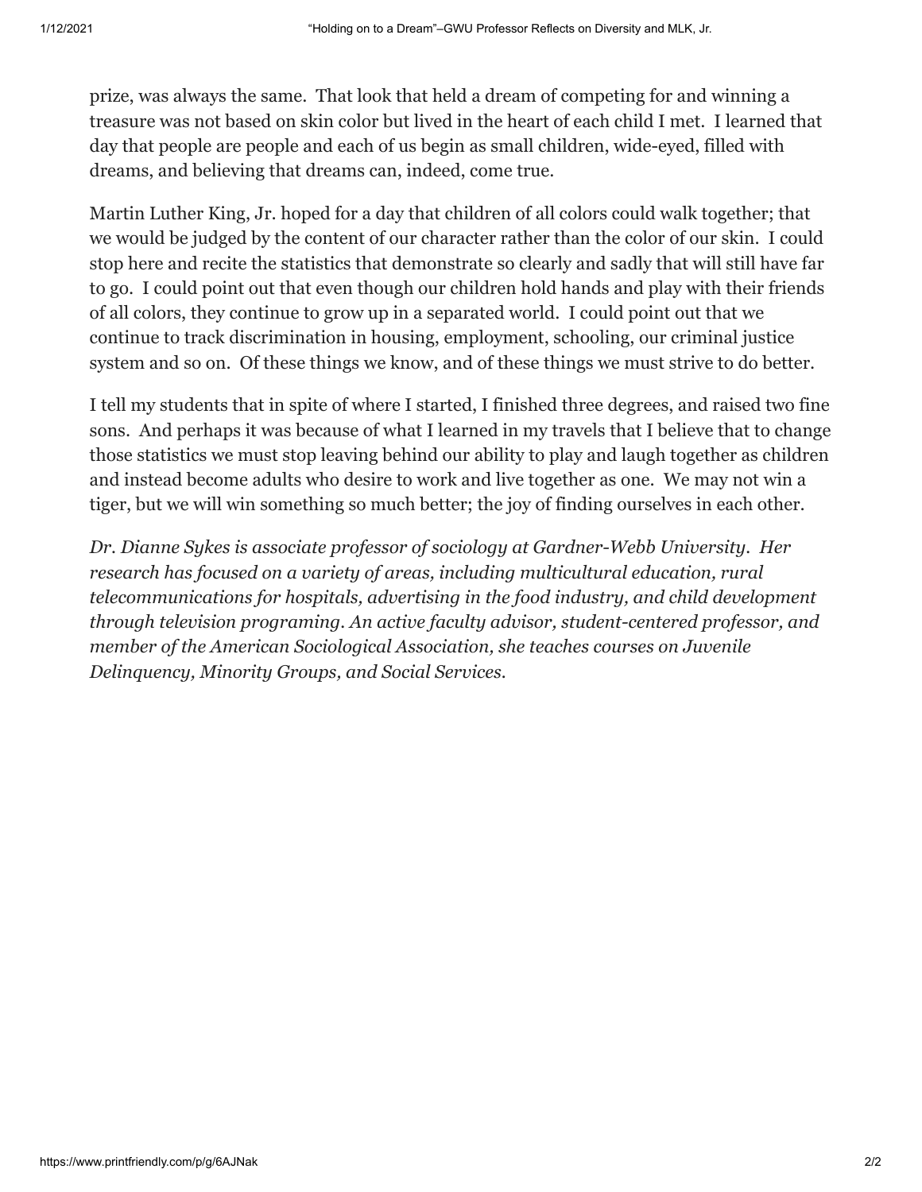prize, was always the same. That look that held a dream of competing for and winning a treasure was not based on skin color but lived in the heart of each child I met. I learned that day that people are people and each of us begin as small children, wide-eyed, filled with dreams, and believing that dreams can, indeed, come true.

Martin Luther King, Jr. hoped for a day that children of all colors could walk together; that we would be judged by the content of our character rather than the color of our skin. I could stop here and recite the statistics that demonstrate so clearly and sadly that will still have far to go. I could point out that even though our children hold hands and play with their friends of all colors, they continue to grow up in a separated world. I could point out that we continue to track discrimination in housing, employment, schooling, our criminal justice system and so on. Of these things we know, and of these things we must strive to do better.

I tell my students that in spite of where I started, I finished three degrees, and raised two fine sons. And perhaps it was because of what I learned in my travels that I believe that to change those statistics we must stop leaving behind our ability to play and laugh together as children and instead become adults who desire to work and live together as one. We may not win a tiger, but we will win something so much better; the joy of finding ourselves in each other.

*Dr. Dianne Sykes is associate professor of sociology at Gardner-Webb University. Her research has focused on a variety of areas, including multicultural education, rural telecommunications for hospitals, advertising in the food industry, and child development through television programing. An active faculty advisor, student-centered professor, and member of the American Sociological Association, she teaches courses on Juvenile Delinquency, Minority Groups, and Social Services.*